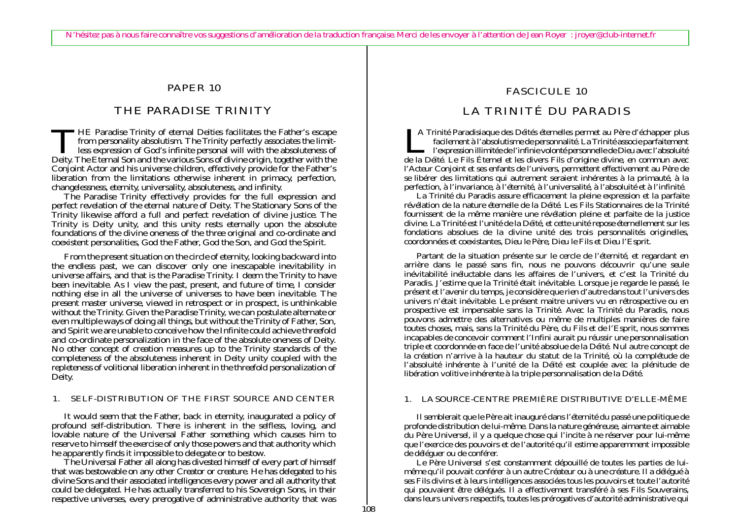N'hésitez pas à nous faire connaître vos suggestions d'amélioration de la traduction française. Merci de les envoyer à l'attention de Jean Royer : jroyer@club-internet.fr

# PAPER 10

# THE PARADISE TRINITY

THE Paradise Trinity of eternal Deities facilitates the Father's escape from personality absolutism. The Trinity perfectly associates the limitless expression of God's infinite personal will with the absoluteness of Deity. The Eternal Son and the various Sons of divine origin, together with the Conjoint Actor and his universe children, effectively provide for the Father's liberation from the limitations otherwise inherent in primacy, perfection, changelessness, eternity, universality, absoluteness, and infinity.

The Paradise Trinity effectively provides for the full expression and perfect revelation of the eternal nature of Deity. The Stationary Sons of the Trinity likewise afford a full and perfect revelation of divine justice. The Trinity is Deity unity, and this unity rests eternally upon the absolute foundations of the divine oneness of the three original and co-ordinate and coexistent personalities, God the Father, God the Son, and God the Spirit.

From the present situation on the circle of eternity, looking backward into the endless past, we can discover only one inescapable inevitability in universe affairs, and that is the Paradise Trinity. I deem the Trinity to have been inevitable. As I view the past, present, and future of time, I consider nothing else in all the universe of universes to have been inevitable. The present master universe, viewed in retrospect or in prospect, is unthinkable without the Trinity. Given the Paradise Trinity, we can postulate alternate or even multiple ways of doing all things, but without the Trinity of Father, Son, and Spirit we are unable to conceive how the Infinite could achieve threefold and co-ordinate personalization in the face of the absolute oneness of Deity. No other concept of creation measures up to the Trinity standards of the completeness of the absoluteness inherent in Deity unity coupled with the repleteness of volitional liberation inherent in the threefold personalization of Deity.

## 1. SELF-DISTRIBUTION OF THE FIRST SOURCE AND CENTER

It would seem that the Father, back in eternity, inaugurated a policy of profound self-distribution. There is inherent in the selfless, loving, and lovable nature of the Universal Father something which causes him to reserve to himself the exercise of only those powers and that authority which he apparently finds it impossible to delegate or to bestow.

The Universal Father all along has divested himself of every part of himself that was bestowable on any other Creator or creature. He has delegated to his divine Sons and their associated intelligences every power and all authority that could be delegated. He has actually transferred to his Sovereign Sons, in their respective universes, every prerogative of administrative authority that was

# FASCICULE 10

# LA TRINITÉ DU PARADIS

LA Trinité Paradisiaque des Déités éternelles permet au Père d'échapper plus facilement à l'absolutisme de personnalité. La Trinité associe parfaitement l'expression illimitée de l'infinie volonté personnelle de Dieu avec l'absoluité de la Déité. Le Fils Éternel et les divers Fils d'origine divine, en commun avec l'Acteur Conjoint et ses enfants de l'univers, permettent effectivement au Père de se libérer des limitations qui autrement seraient inhérentes à la primauté, à la perfection, à l'invariance, à l'éternité, à l'universalité, à l'absoluité et à l'infinité.

La Trinité du Paradis assure efficacement la pleine expression et la parfaite révélation de la nature éternelle de la Déité. Les Fils Stationnaires de la Trinité fournissent de la même manière une révélation pleine et parfaite de la justice divine. La Trinité est l'unité de la Déité, et cette unité repose éternellement sur les fondations absolues de la divine unité des trois personnalités originelles, coordonnées et coexistantes, Dieu le Père, Dieu le Fils et Dieu l'Esprit.

Partant de la situation présente sur le cercle de l'éternité, et regardant en arrière dans le passé sans fin, nous ne pouvons découvrir qu'une seule inévitabilité inéluctable dans les affaires de l'univers, et c'est la Trinité du Paradis. J'estime que la Trinité était inévitable. Lorsque je regarde le passé, le présent et l'avenir du temps, je considère que rien d'autre dans tout l'univers des univers n'était inévitable. Le présent maitre univers vu en rétrospective ou en prospective est impensable sans la Trinité. Avec la Trinité du Paradis, nous pouvons admettre des alternatives ou même de multiples manières de faire toutes choses, mais, sans la Trinité du Père, du Fils et de l'Esprit, nous sommes incapables de concevoir comment l'Infini aurait pu réussir une personnalisation triple et coordonnée en face de l'unité absolue de la Déité. Nul autre concept de la création n'arrive à la hauteur du statut de la Trinité, où la complétude de l'absoluité inhérente à l'unité de la Déité est couplée avec la plénitude de libération volitive inhérente à la triple personnalisation de la Déité.

## 1. LA SOURCE-CENTRE PREMIÈRE DISTRIBUTIVE D'ELLE-MÊME

Il semblerait que le Père ait inauguré dans l'éternité du passé une politique de profonde distribution de lui-même. Dans la nature généreuse, aimante et aimable du Père Universel, il y a quelque chose qui l'incite à ne réserver pour lui-même que l'exercice des pouvoirs et de l'autorité qu'il estime apparemment impossible de déléguer ou de conférer.

Le Père Universel s'est constamment dépouillé de toutes les parties de lui-même qu'il pouvait conférer à un autre Créateur ou à une créature. Il a délégué à ses Fils divins et à leurs intelligences associées tous les pouvoirs et toute l'autorité qui pouvaient être délégués. Il a effectivement transféré à ses Fils Souverains, dans leurs univers respectifs, toutes les prérogatives d'autorité administrative qui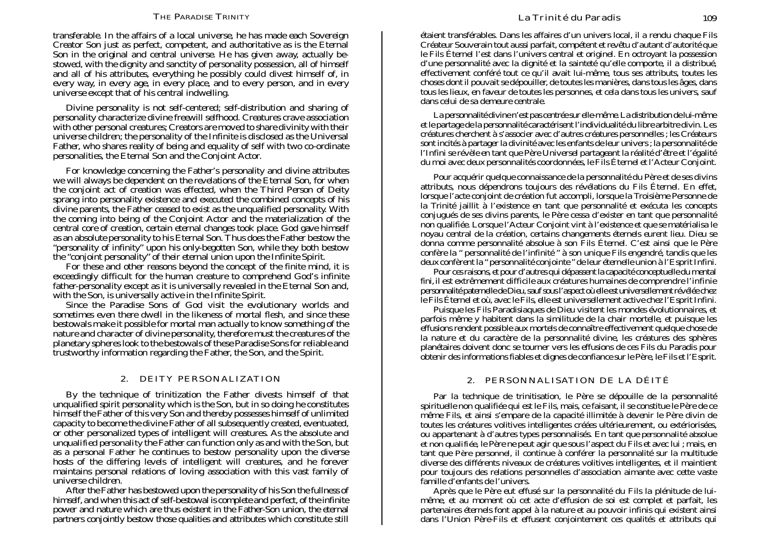transferable. In the affairs of a local universe, he has made each Sovereign Creator Son just as perfect, competent, and authoritative as is the Eternal Son in the original and central universe. He has given away, actually bestowed, with the dignity and sanctity of personality possession, all of himself and all of his attributes, everything he possibly could divest himself of, in every way, in every age, in every place, and to every person, and in every universe except that of his central indwelling.

Divine personality is not self-centered; self-distribution and sharing of personality characterize divine freewill selfhood. Creatures crave association with other personal creatures; Creators are moved to share divinity with their universe children; the personality of the Infinite is disclosed as the Universal Father, who shares reality of being and equality of self with two co-ordinate personalities, the Eternal Son and the Conjoint Actor.

For knowledge concerning the Father's personality and divine attributes we will always be dependent on the revelations of the Eternal Son, for when the conjoint act of creation was effected, when the Third Person of Deity sprang into personality existence and executed the combined concepts of his divine parents, the Father ceased to exist as the unqualified personality. With the coming into being of the Conjoint Actor and the materialization of the central core of creation, certain eternal changes took place. God gave himself as an absolute personality to his Eternal Son. Thus does the Father bestow the "personality of infinity" upon his only-begotten Son, while they both bestow the "conjoint personality" of their eternal union upon the Infinite Spirit.

For these and other reasons beyond the concept of the finite mind, it is exceedingly difficult for the human creature to comprehend God's infinite father-personality except as it is universally revealed in the Eternal Son and, with the Son, is universally active in the Infinite Spirit.

Since the Paradise Sons of God visit the evolutionary worlds and sometimes even there dwell in the likeness of mortal flesh, and since these bestowals make it possible for mortal man actually to know something of the nature and character of divine personality, therefore must the creatures of the planetary spheres look to the bestowals of these Paradise Sons for reliable and trustworthy information regarding the Father, the Son, and the Spirit.

## 2. DEITY PERSONALIZATION

By the technique of trinitization the Father divests himself of that unqualified spirit personality which is the Son, but in so doing he constitutes himself the Father of this very Son and thereby possesses himself of unlimited capacity to become the divine Father of all subsequently created, eventuated, or other personalized types of intelligent will creatures. As the absolute and unqualified personality the Father can function only as and with the Son, but as a personal Father he continues to bestow personality upon the diverse hosts of the differing levels of intelligent will creatures, and he forever maintains personal relations of loving association with this vast family of universe children.

After the Father has bestowed upon the personality of his Son the fullness of himself, and when this act of self-bestowal is complete and perfect, of the infinite power and nature which are thus existent in the Father-Son union, the eternal partners conjointly bestow those qualities and attributes which constitute still

étaient transférables. Dans les affaires d'un univers local, il a rendu chaque Fils Créateur Souverain tout aussi parfait, compétent et revêtu d'autant d'autorité que le Fils Éternel l'est dans l'univers central et originel. En octroyant la possession d'une personnalité avec la dignité et la sainteté qu'elle comporte, il a distribué, effectivement conféré tout ce qu'il avait lui-même, tous ses attributs, toutes les choses dont il pouvait se dépouiller, de toutes les manières, dans tous les âges, dans tous les lieux, en faveur de toutes les personnes, et cela dans tous les univers, sauf dans celui de sa demeure centrale.

La personnalité divine n'est pas centrée sur elle-même. La distribution de lui-même et le partage de la personnalité caractérisent l'individualité du libre arbitre divin. Les créatures cherchent à s'associer avec d'autres créatures personnelles ; les Créateurs sont incités à partager la divinité avec les enfants de leur univers ; la personnalité de l'Infini se révèle en tant que Père Universel partageant la réalité d'être et l'égalité du moi avec deux personnalités coordonnées, le Fils Éternel et l'Acteur Conjoint.

Pour acquérir quelque connaissance de la personnalité du Père et de ses divins attributs, nous dépendrons toujours des révélations du Fils Éternel. En effet, lorsque l'acte conjoint de création fut accompli, lorsque la Troisième Personne de la Trinité jaillit à l'existence en tant que personnalité et exécuta les concepts conjugués de ses divins parents, le Père cessa d'exister en tant que personnalité non qualifiée. Lorsque l'Acteur Conjoint vint à l'existence et que se matérialisa le noyau central de la création, certains changements éternels eurent lieu. Dieu se donna comme personnalité absolue à son Fils Éternel. C'est ainsi que le Père confère la " personnalité de l'infinité " à son unique Fils engendré, tandis que les deux confèrent la " personnalité conjointe " de leur éternelle union à l'Esprit Infini.

Pour ces raisons, et pour d'autres qui dépassent la capacité conceptuelle du mental fini, il est extrêmement difficile aux créatures humaines de comprendre l'infinie personnalité paternelle de Dieu, sauf sous l'aspect où elle est universellement révélée chez le Fils Éternel et où, avec le Fils, elle est universellement active chez l'Esprit Infini.

Puisque les Fils Paradisiaques de Dieu visitent les mondes évolutionnaires, et parfois même y habitent dans la similitude de la chair mortelle, et puisque les effusions rendent possible aux mortels de connaître effectivement quelque chose de la nature et du caractère de la personnalité divine, les créatures des sphères planétaires doivent donc se tourner vers les effusions de ces Fils du Paradis pour obtenir des informations fiables et dignes de confiance sur le Père, le Fils et l'Esprit.

## 2. PERSONNALISATION DE LA DÉITÉ

Par la technique de trinitisation, le Père se dépouille de la personnalité spirituelle non qualifiée qui est le Fils, mais, ce faisant, il se constitue le Père de ce même Fils, et ainsi s'empare de la capacité illimitée à devenir le Père divin de toutes les créatures volitives intelligentes créées ultérieurement, ou extériorisées, ou appartenant à d'autres types personnalisés. En tant que personnalité absolue et non qualifiée, le Père ne peut agir que sous l'aspect du Fils et avec lui ; mais, en tant que Père personnel, il continue à conférer la personnalité sur la multitude diverse des différents niveaux de créatures volitives intelligentes, et il maintient pour toujours des relations personnelles d'association aimante avec cette vaste famille d'enfants de l'univers.

Après que le Père eut effusé sur la personnalité du Fils la plénitude de lui-même, et au moment où cet acte d'effusion de soi est complet et parfait, les partenaires éternels font appel à la nature et au pouvoir infinis qui existent ainsi dans l'Union Père-Fils et effusent conjointement ces qualités et attributs qui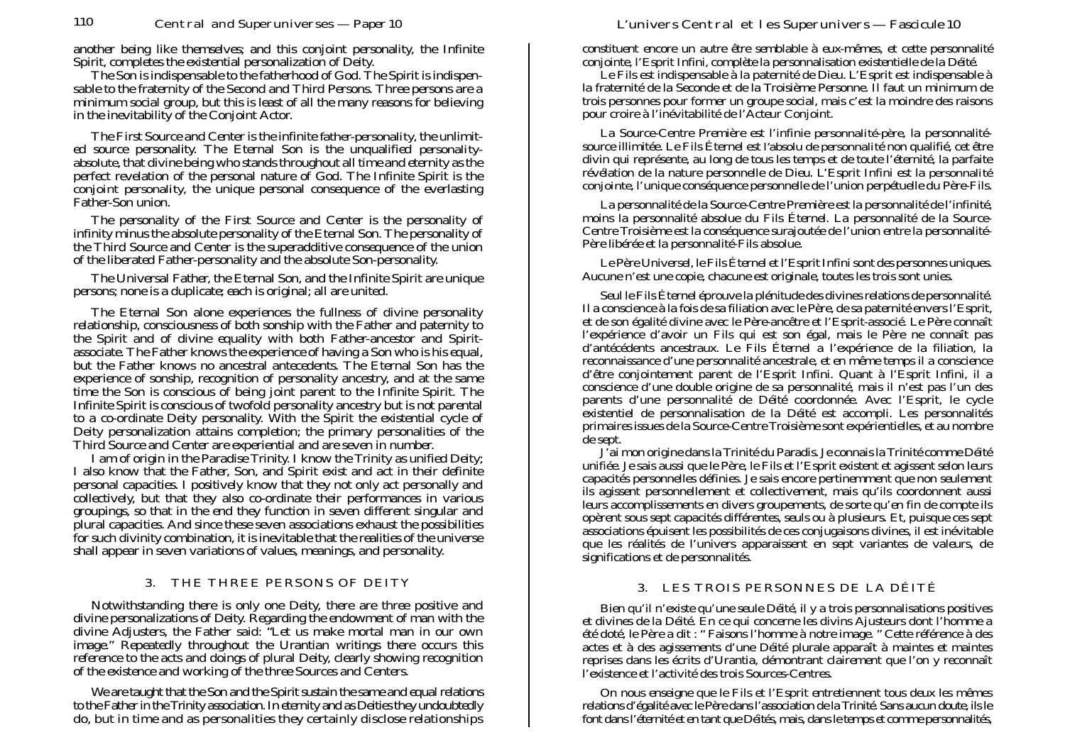another being like themselves; and this conjoint personality, the Infinite Spirit, completes the existential personalization of Deity.

The Son is indispensable to the fatherhood of God. The Spirit is indispensable to the fraternity of the Second and Third Persons. Three persons are a minimum social group, but this is least of all the many reasons for believing in the inevitability of the Conjoint Actor.

The First Source and Center is the infinite father-personality, the unlimited source personality. The Eternal Son is the unqualified personality-absolute, that divine being who stands throughout all time and eternity as the perfect revelation of the personal nature of God. The Infinite Spirit is the conjoint personality, the unique personal consequence of the everlasting Father-Son union.

The personality of the First Source and Center is the personality of infinity minus the absolute personality of the Eternal Son. The personality of the Third Source and Center is the superadditive consequence of the union of the liberated Father-personality and the absolute Son-personality.

The Universal Father, the Eternal Son, and the Infinite Spirit are unique persons; none is a duplicate; each is original; all are united.

The Eternal Son alone experiences the fullness of divine personality relationship, consciousness of both sonship with the Father and paternity to the Spirit and of divine equality with both Father-ancestor and Spirit-associate. The Father knows the experience of having a Son who is his equal, but the Father knows no ancestral antecedents. The Eternal Son has the experience of sonship, recognition of personality ancestry, and at the same time the Son is conscious of being joint parent to the Infinite Spirit. The Infinite Spirit is conscious of twofold personality ancestry but is not parental to a co-ordinate Deity personality. With the Spirit the existential cycle of Deity personalization attains completion; the primary personalities of the Third Source and Center are experiential and are seven in number.

I am of origin in the Paradise Trinity. I know the Trinity as unified Deity; I also know that the Father, Son, and Spirit exist and act in their definite personal capacities. I positively know that they not only act personally and collectively, but that they also co-ordinate their performances in various groupings, so that in the end they function in seven different singular and plural capacities. And since these seven associations exhaust the possibilities for such divinity combination, it is inevitable that the realities of the universe shall appear in seven variations of values, meanings, and personality.

## 3. THE THREE PERSONS OF DEITY

Notwithstanding there is only one Deity, there are three positive and divine personalizations of Deity. Regarding the endowment of man with the divine Adjusters, the Father said: "Let us make mortal man in our own image." Repeatedly throughout the Urantian writings there occurs this reference to the acts and doings of plural Deity, clearly showing recognition of the existence and working of the three Sources and Centers.

We are taught that the Son and the Spirit sustain the same and equal relations to the Father in the Trinity association. In eternity and as Deities they undoubtedly do, but in time and as personalities they certainly disclose relationships

constituent encore un autre être semblable à eux-mêmes, et cette personnalité conjointe, l'Esprit Infini, complète la personnalisation existentielle de la Déité.

Le Fils est indispensable à la paternité de Dieu. L'Esprit est indispensable à la fraternité de la Seconde et de la Troisième Personne. Il faut un minimum de trois personnes pour former un groupe social, mais c'est la moindre des raisons pour croire à l'inévitabilité de l'Acteur Conjoint.

La Source-Centre Première est l'infinie personnalité-père, la personnalité-source illimitée. Le Fils Éternel est l'absolu de personnalité non qualifié, cet être divin qui représente, au long de tous les temps et de toute l'éternité, la parfaite révélation de la nature personnelle de Dieu. L'Esprit Infini est la personnalité conjointe, l'unique conséquence personnelle de l'union perpétuelle du Père-Fils.

La personnalité de la Source-Centre Première est la personnalité de l'infinité, moins la personnalité absolue du Fils Éternel. La personnalité de la Source-Centre Troisième est la conséquence surajoutée de l'union entre la personnalité-Père libérée et la personnalité-Fils absolue.

Le Père Universel, le Fils Éternel et l'Esprit Infini sont des personnes uniques. Aucune n'est une copie, chacune est originale, toutes les trois sont unies.

Seul le Fils Éternel éprouve la plénitude des divines relations de personnalité. Il a conscience à la fois de sa filiation avec le Père, de sa paternité envers l'Esprit, et de son égalité divine avec le Père-ancêtre et l'Esprit-associé. Le Père connaît l'expérience d'avoir un Fils qui est son égal, mais le Père ne connaît pas d'antécédents ancestraux. Le Fils Éternel a l'expérience de la filiation, la reconnaissance d'une personnalité ancestrale, et en même temps il a conscience d'être conjointement parent de l'Esprit Infini. Quant à l'Esprit Infini, il a conscience d'une double origine de sa personnalité, mais il n'est pas l'un des parents d'une personnalité de Déité coordonnée. Avec l'Esprit, le cycle existentiel de personnalisation de la Déité est accompli. Les personnalités primaires issues de la Source-Centre Troisième sont expérientielles, et au nombre de sept.

J'ai mon origine dans la Trinité du Paradis. Je connais la Trinité comme Déité unifiée. Je sais aussi que le Père, le Fils et l'Esprit existent et agissent selon leurs capacités personnelles définies. Je sais encore pertinemment que non seulement ils agissent personnellement et collectivement, mais qu'ils coordonnent aussi leurs accomplissements en divers groupements, de sorte qu'en fin de compte ils opèrent sous sept capacités différentes, seuls ou à plusieurs. Et, puisque ces sept associations épuisent les possibilités de ces conjugaisons divines, il est inévitable que les réalités de l'univers apparaissent en sept variantes de valeurs, de significations et de personnalités.

## 3. LES TROIS PERSONNES DE LA DÉITÉ

Bien qu'il n'existe qu'une seule Déité, il y a trois personnalisations positives et divines de la Déité. En ce qui concerne les divins Ajusteurs dont l'homme a été doté, le Père a dit : " Faisons l'homme à notre image. " Cette référence à des actes et à des agissements d'une Déité plurale apparaît à maintes et maintes reprises dans les écrits d'Urantia, démontrant clairement que l'on y reconnaît l'existence et l'activité des trois Sources-Centres.

On nous enseigne que le Fils et l'Esprit entretiennent tous deux les mêmes relations d'égalité avec le Père dans l'association de la Trinité. Sans aucun doute, ils le font dans l'éternité et en tant que Déités, mais, dans le temps et comme personnalités,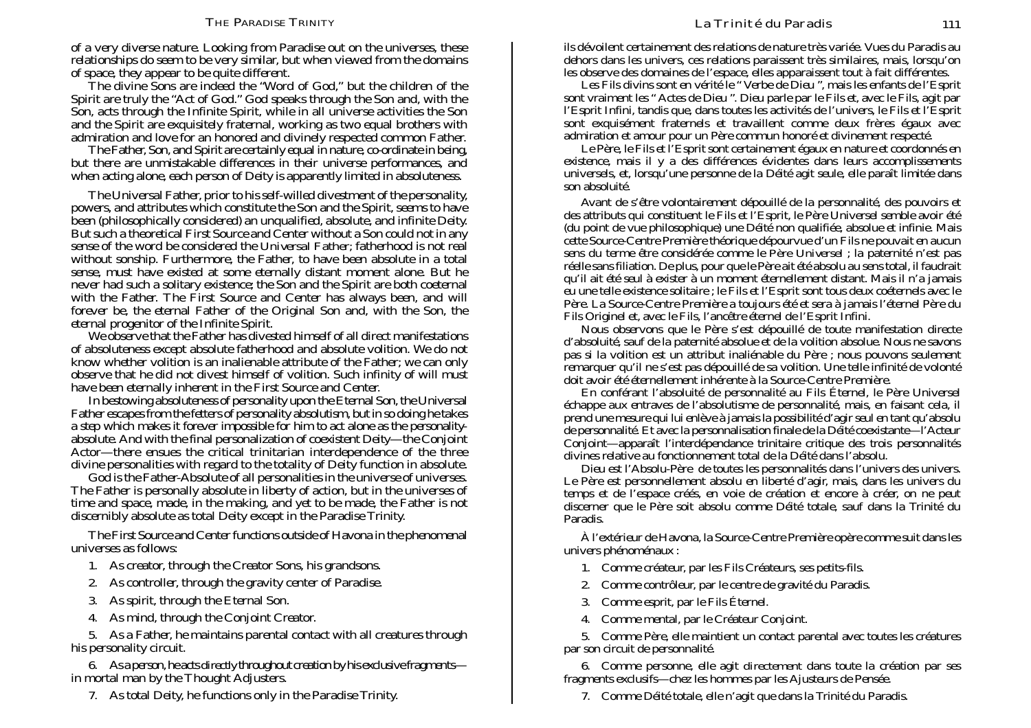of a very diverse nature. Looking from Paradise out on the universes, these relationships do seem to be very similar, but when viewed from the domains of space, they appear to be quite different.

The divine Sons are indeed the "Word of God," but the children of the Spirit are truly the "Act of God." God speaks through the Son and, with the Son, acts through the Infinite Spirit, while in all universe activities the Son and the Spirit are exquisitely fraternal, working as two equal brothers with admiration and love for an honored and divinely respected common Father.

The Father, Son, and Spirit are certainly equal in nature, co-ordinate in being, but there are unmistakable differences in their universe performances, and when acting alone, each person of Deity is apparently limited in absoluteness.

The Universal Father, prior to his self-willed divestment of the personality, powers, and attributes which constitute the Son and the Spirit, seems to have been (philosophically considered) an unqualified, absolute, and infinite Deity. But such a theoretical First Source and Center without a Son could not in any sense of the word be considered the Universal Father; fatherhood is not real without sonship. Furthermore, the Father, to have been absolute in a total sense, must have existed at some eternally distant moment alone. But he never had such a solitary existence; the Son and the Spirit are both coeternal with the Father. The First Source and Center has always been, and will forever be, the eternal Father of the Original Son and, with the Son, the eternal progenitor of the Infinite Spirit.

We observe that the Father has divested himself of all direct manifestations of absoluteness except absolute fatherhood and absolute volition. We do not know whether volition is an inalienable attribute of the Father; we can only observe that he did not divest himself of volition. Such infinity of will must have been eternally inherent in the First Source and Center.

In bestowing absoluteness of personality upon the Eternal Son, the Universal Father escapes from the fetters of personality absolutism, but in so doing he takes a step which makes it forever impossible for him to act alone as the personality-absolute. And with the final personalization of coexistent Deity—the Conjoint Actor—there ensues the critical trinitarian interdependence of the three divine personalities with regard to the totality of Deity function in absolute.

God is the Father-Absolute of all personalities in the universe of universes. The Father is personally absolute in liberty of action, but in the universes of time and space, made, in the making, and yet to be made, the Father is not discernibly absolute as total Deity except in the Paradise Trinity.

The First Source and Center functions outside of Havona in the phenomenal universes as follows:

1. As creator, through the Creator Sons, his grandsons.
2. As controller, through the gravity center of Paradise.
3. As spirit, through the Eternal Son.
4. As mind, through the Conjoint Creator.
5. As a Father, he maintains parental contact with all creatures through his personality circuit.
6. As a person, he acts directly throughout creation by his exclusive fragments—in mortal man by the Thought Adjusters.
7. As total Deity, he functions only in the Paradise Trinity.

ils dévoilent certainement des relations de nature très variée. Vues du Paradis au dehors dans les univers, ces relations paraissent très similaires, mais, lorsqu'on les observe des domaines de l'espace, elles apparaissent tout à fait différentes.

Les Fils divins sont en vérité le "Verbe de Dieu", mais les enfants de l'Esprit sont vraiment les "Actes de Dieu". Dieu parle par le Fils et, avec le Fils, agit par l'Esprit Infini, tandis que, dans toutes les activités de l'univers, le Fils et l'Esprit sont exquisément fraternels et travaillent comme deux frères égaux avec admiration et amour pour un Père commun honoré et divinement respecté.

Le Père, le Fils et l'Esprit sont certainement égaux en nature et coordonnés en existence, mais il y a des différences évidentes dans leurs accomplissements universels, et, lorsqu'une personne de la Déité agit seule, elle paraît limitée dans son absoluité.

Avant de s'être volontairement dépouillé de la personnalité, des pouvoirs et des attributs qui constituent le Fils et l'Esprit, le Père Universel semble avoir été (du point de vue philosophique) une Déité non qualifiée, absolue et infinie. Mais cette Source-Centre Première théorique dépourvue d'un Fils ne pouvait en aucun sens du terme être considérée comme le Père Universel ; la paternité n'est pas réelle sans filiation. De plus, pour que le Père ait été absolu au sens total, il faudrait qu'il ait été seul à exister à un moment éternellement distant. Mais il n'a jamais eu une telle existence solitaire ; le Fils et l'Esprit sont tous deux coéternels avec le Père. La Source-Centre Première a toujours été et sera à jamais l'éternel Père du Fils Originel et, avec le Fils, l'ancêtre éternel de l'Esprit Infini.

Nous observons que le Père s'est dépouillé de toute manifestation directe d'absoluité, sauf de la paternité absolue et de la volition absolue. Nous ne savons pas si la volition est un attribut inaliénable du Père ; nous pouvons seulement remarquer qu'il ne s'est pas dépouillé de sa volition. Une telle infinité de volonté doit avoir été éternellement inhérente à la Source-Centre Première.

En conférant l'absoluité de personnalité au Fils Éternel, le Père Universel échappe aux entraves de l'absolutisme de personnalité, mais, en faisant cela, il prend une mesure qui lui enlève à jamais la possibilité d'agir seul en tant qu'absolu de personnalité. Et avec la personnalisation finale de la Déité coexistante—l'Acteur Conjoint—apparaît l'interdépendance trinitaire critique des trois personnalités divines relative au fonctionnement total de la Déité dans l'absolu.

Dieu est l'Absolu-Père de toutes les personnalités dans l'univers des univers. Le Père est personnellement absolu en liberté d'agir, mais, dans les univers du temps et de l'espace créés, en voie de création et encore à créer, on ne peut discerner que le Père soit absolu comme Déité totale, sauf dans la Trinité du Paradis.

À l'extérieur de Havona, la Source-Centre Première opère comme suit dans les univers phénoménaux :

1. Comme créateur, par les Fils Créateurs, ses petits-fils.
2. Comme contrôleur, par le centre de gravité du Paradis.
3. Comme esprit, par le Fils Éternel.
4. Comme mental, par le Créateur Conjoint.
5. Comme Père, elle maintient un contact parental avec toutes les créatures par son circuit de personnalité.
6. Comme personne, elle agit directement dans toute la création par ses fragments exclusifs—chez les hommes par les Ajusteurs de Pensée.
7. Comme Déité totale, elle n'agit que dans la Trinité du Paradis.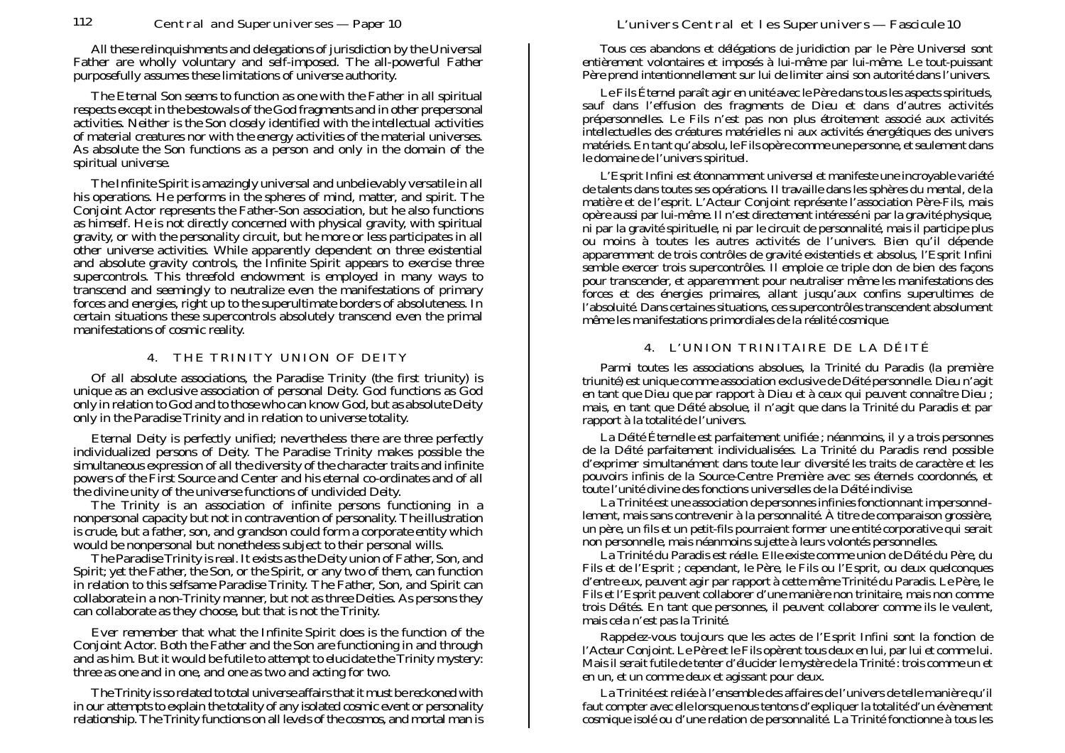All these relinquishments and delegations of jurisdiction by the Universal Father are wholly voluntary and self-imposed. The all-powerful Father purposefully assumes these limitations of universe authority.

The Eternal Son seems to function as one with the Father in all spiritual respects except in the bestowals of the God fragments and in other prepersonal activities. Neither is the Son closely identified with the intellectual activities of material creatures nor with the energy activities of the material universes. As absolute the Son functions as a person and only in the domain of the spiritual universe.

The Infinite Spirit is amazingly universal and unbelievably versatile in all his operations. He performs in the spheres of mind, matter, and spirit. The Conjoint Actor represents the Father-Son association, but he also functions as himself. He is not directly concerned with physical gravity, with spiritual gravity, or with the personality circuit, but he more or less participates in all other universe activities. While apparently dependent on three existential and absolute gravity controls, the Infinite Spirit appears to exercise three supercontrols. This threefold endowment is employed in many ways to transcend and seemingly to neutralize even the manifestations of primary forces and energies, right up to the superultimate borders of absoluteness. In certain situations these supercontrols absolutely transcend even the primal manifestations of cosmic reality.

## 4. THE TRINITY UNION OF DEITY

Of all absolute associations, the Paradise Trinity (the first triunity) is unique as an exclusive association of personal Deity. God functions as God only in relation to God and to those who can know God, but as absolute Deity only in the Paradise Trinity and in relation to universe totality.

Eternal Deity is perfectly unified; nevertheless there are three perfectly individualized persons of Deity. The Paradise Trinity makes possible the simultaneous expression of all the diversity of the character traits and infinite powers of the First Source and Center and his eternal co-ordinates and of all the divine unity of the universe functions of undivided Deity.

The Trinity is an association of infinite persons functioning in a nonpersonal capacity but not in contravention of personality. The illustration is crude, but a father, son, and grandson could form a corporate entity which would be nonpersonal but nonetheless subject to their personal wills.

The Paradise Trinity is real. It exists as the Deity union of Father, Son, and Spirit; yet the Father, the Son, or the Spirit, or any two of them, can function in relation to this selfsame Paradise Trinity. The Father, Son, and Spirit can collaborate in a non-Trinity manner, but not as three Deities. As persons they can collaborate as they choose, but that is not the Trinity.

Ever remember that what the Infinite Spirit does is the function of the Conjoint Actor. Both the Father and the Son are functioning in and through and as him. But it would be futile to attempt to elucidate the Trinity mystery: three as one and in one, and one as two and acting for two.

The Trinity is so related to total universe affairs that it must be reckoned with in our attempts to explain the totality of any isolated cosmic event or personality relationship. The Trinity functions on all levels of the cosmos, and mortal man is

---

Tous ces abandons et délégations de juridiction par le Père Universel sont entièrement volontaires et imposés à lui-même par lui-même. Le tout-puissant Père prend intentionnellement sur lui de limiter ainsi son autorité dans l'univers.

Le Fils Éternel paraît agir en unité avec le Père dans tous les aspects spirituels, sauf dans l'effusion des fragments de Dieu et dans d'autres activités prépersonnelles. Le Fils n'est pas non plus étroitement associé aux activités intellectuelles des créatures matérielles ni aux activités énergétiques des univers matériels. En tant qu'absolu, le Fils opère comme une personne, et seulement dans le domaine de l'univers spirituel.

L'Esprit Infini est étonnamment universel et manifeste une incroyable variété de talents dans toutes ses opérations. Il travaille dans les sphères du mental, de la matière et de l'esprit. L'Acteur Conjoint représente l'association Père-Fils, mais opère aussi par lui-même. Il n'est directement intéressé ni par la gravité physique, ni par la gravité spirituelle, ni par le circuit de personnalité, mais il participe plus ou moins à toutes les autres activités de l'univers. Bien qu'il dépende apparemment de trois contrôles de gravité existentiels et absolus, l'Esprit Infini semble exercer trois supercontrôles. Il emploie ce triple don de bien des façons pour transcender, et apparemment pour neutraliser même les manifestations des forces et des énergies primaires, allant jusqu'aux confins superultimes de l'absoluité. Dans certaines situations, ces supercontrôles transcendent absolument même les manifestations primordiales de la réalité cosmique.

## 4. L'UNION TRINITAIRE DE LA DÉITÉ

Parmi toutes les associations absolues, la Trinité du Paradis (la première triunité) est unique comme association exclusive de Déité personnelle. Dieu n'agit en tant que Dieu que par rapport à Dieu et à ceux qui peuvent connaître Dieu ; mais, en tant que Déité absolue, il n'agit que dans la Trinité du Paradis et par rapport à la totalité de l'univers.

La Déité Éternelle est parfaitement unifiée ; néanmoins, il y a trois personnes de la Déité parfaitement individualisées. La Trinité du Paradis rend possible d'exprimer simultanément dans toute leur diversité les traits de caractère et les pouvoirs infinis de la Source-Centre Première avec ses éternels coordonnés, et toute l'unité divine des fonctions universelles de la Déité indivise.

La Trinité est une association de personnes infinies fonctionnant impersonnellement, mais sans contrevenir à la personnalité. À titre de comparaison grossière, un père, un fils et un petit-fils pourraient former une entité corporative qui serait non personnelle, mais néanmoins sujette à leurs volontés personnelles.

La Trinité du Paradis est réelle. Elle existe comme union de Déité du Père, du Fils et de l'Esprit ; cependant, le Père, le Fils ou l'Esprit, ou deux quelconques d'entre eux, peuvent agir par rapport à cette même Trinité du Paradis. Le Père, le Fils et l'Esprit peuvent collaborer d'une manière non trinitaire, mais non comme trois Déités. En tant que personnes, il peuvent collaborer comme ils le veulent, mais cela n'est pas la Trinité.

Rappelez-vous toujours que les actes de l'Esprit Infini sont la fonction de l'Acteur Conjoint. Le Père et le Fils opèrent tous deux en lui, par lui et comme lui. Mais il serait futile de tenter d'élucider le mystère de la Trinité : trois comme un et en un, et un comme deux et agissant pour deux.

La Trinité est reliée à l'ensemble des affaires de l'univers de telle manière qu'il faut compter avec elle lorsque nous tentons d'expliquer la totalité d'un évènement cosmique isolé ou d'une relation de personnalité. La Trinité fonctionne à tous les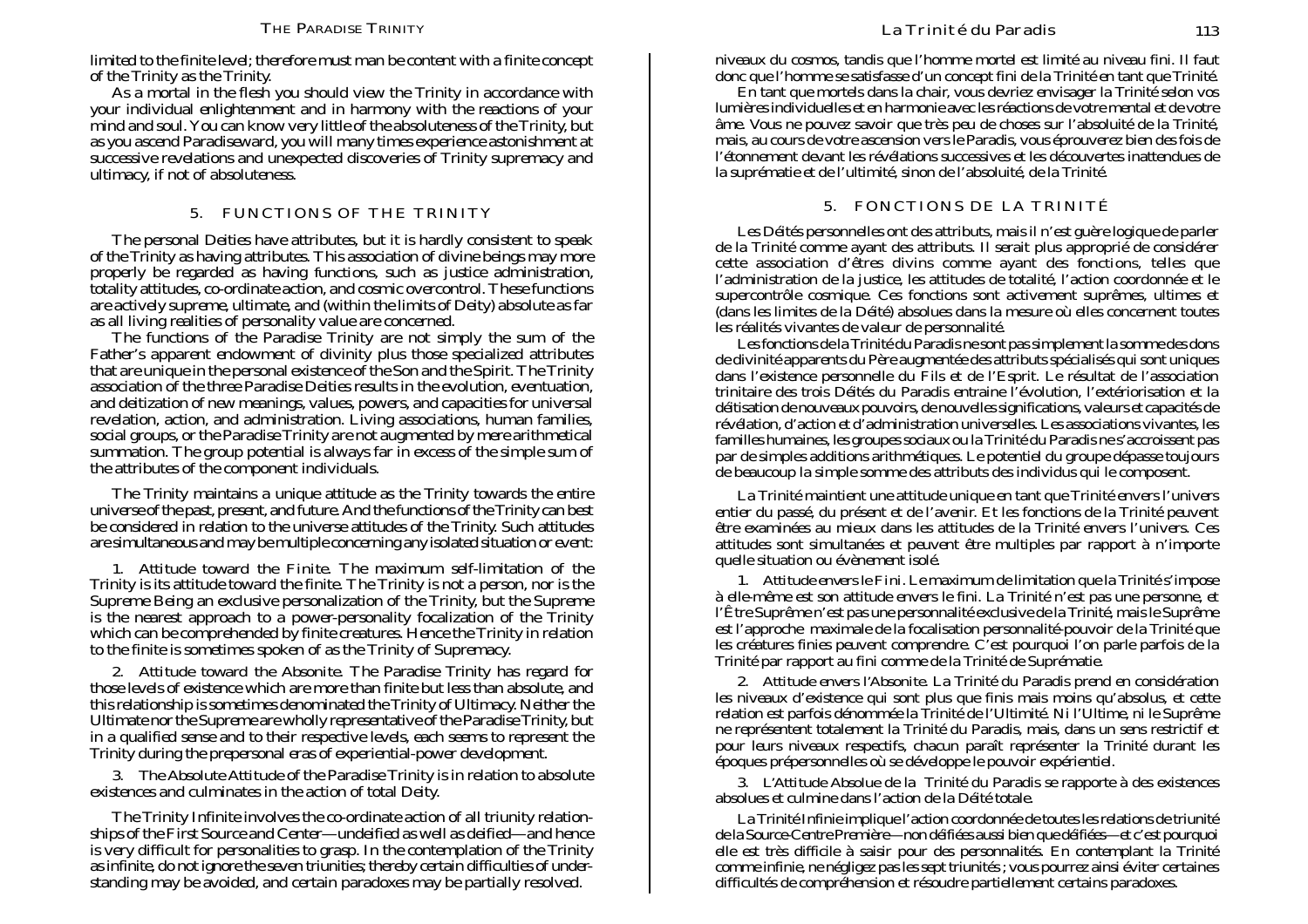limited to the finite level; therefore must man be content with a finite concept of the Trinity as the Trinity.

As a mortal in the flesh you should view the Trinity in accordance with your individual enlightenment and in harmony with the reactions of your mind and soul. You can know very little of the absoluteness of the Trinity, but as you ascend Paradiseward, you will many times experience astonishment at successive revelations and unexpected discoveries of Trinity supremacy and ultimacy, if not of absoluteness.

## 5. FUNCTIONS OF THE TRINITY

The personal Deities have attributes, but it is hardly consistent to speak of the Trinity as having attributes. This association of divine beings may more properly be regarded as having functions, such as justice administration, totality attitudes, co-ordinate action, and cosmic overcontrol. These functions are actively supreme, ultimate, and (within the limits of Deity) absolute as far as all living realities of personality value are concerned.

The functions of the Paradise Trinity are not simply the sum of the Father's apparent endowment of divinity plus those specialized attributes that are unique in the personal existence of the Son and the Spirit. The Trinity association of the three Paradise Deities results in the evolution, eventuation, and deitization of new meanings, values, powers, and capacities for universal revelation, action, and administration. Living associations, human families, social groups, or the Paradise Trinity are not augmented by mere arithmetical summation. The group potential is always far in excess of the simple sum of the attributes of the component individuals.

The Trinity maintains a unique attitude as the Trinity towards the entire universe of the past, present, and future. And the functions of the Trinity can best be considered in relation to the universe attitudes of the Trinity. Such attitudes are simultaneous and may be multiple concerning any isolated situation or event:

1. *Attitude toward the Finite.* The maximum self-limitation of the Trinity is its attitude toward the finite. The Trinity is not a person, nor is the Supreme Being an exclusive personalization of the Trinity, but the Supreme is the nearest approach to a power-personality focalization of the Trinity which can be comprehended by finite creatures. Hence the Trinity in relation to the finite is sometimes spoken of as the Trinity of Supremacy.

2. *Attitude toward the Absonite.* The Paradise Trinity has regard for those levels of existence which are more than finite but less than absolute, and this relationship is sometimes denominated the Trinity of Ultimacy. Neither the Ultimate nor the Supreme are wholly representative of the Paradise Trinity, but in a qualified sense and to their respective levels, each seems to represent the Trinity during the prepersonal eras of experiential-power development.

3. *The Absolute Attitude* of the Paradise Trinity is in relation to absolute existences and culminates in the action of total Deity.

The Trinity Infinite involves the co-ordinate action of all triunity relationships of the First Source and Center—undeified as well as deified—and hence is very difficult for personalities to grasp. In the contemplation of the Trinity as infinite, do not ignore the seven triunities; thereby certain difficulties of understanding may be avoided, and certain paradoxes may be partially resolved.

niveaux du cosmos, tandis que l'homme mortel est limité au niveau fini. Il faut donc que l'homme se satisfasse d'un concept fini de la Trinité en tant que Trinité.

En tant que mortels dans la chair, vous devriez envisager la Trinité selon vos lumières individuelles et en harmonie avec les réactions de votre mental et de votre âme. Vous ne pouvez savoir que très peu de choses sur l'absoluité de la Trinité, mais, au cours de votre ascension vers le Paradis, vous éprouverez bien des fois de l'étonnement devant les révélations successives et les découvertes inattendues de la suprématie et de l'ultimité, sinon de l'absoluité, de la Trinité.

## 5. FONCTIONS DE LA TRINITÉ

Les Déités personnelles ont des attributs, mais il n'est guère logique de parler de la Trinité comme ayant des attributs. Il serait plus approprié de considérer cette association d'êtres divins comme ayant des fonctions, telles que l'administration de la justice, les attitudes de totalité, l'action coordonnée et le supercontrôle cosmique. Ces fonctions sont activement suprêmes, ultimes et (dans les limites de la Déité) absolues dans la mesure où elles concernent toutes les réalités vivantes de valeur de personnalité.

Les fonctions de la Trinité du Paradis ne sont pas simplement la somme des dons de divinité apparents du Père augmentée des attributs spécialisés qui sont uniques dans l'existence personnelle du Fils et de l'Esprit. Le résultat de l'association trinitaire des trois Déités du Paradis entraine l'évolution, l'extériorisation et la déitisation de nouveaux pouvoirs, de nouvelles significations, valeurs et capacités de révélation, d'action et d'administration universelles. Les associations vivantes, les familles humaines, les groupes sociaux ou la Trinité du Paradis ne s'accroissent pas par de simples additions arithmétiques. Le potentiel du groupe dépasse toujours de beaucoup la simple somme des attributs des individus qui le composent.

La Trinité maintient une attitude unique en tant que Trinité envers l'univers entier du passé, du présent et de l'avenir. Et les fonctions de la Trinité peuvent être examinées au mieux dans les attitudes de la Trinité envers l'univers. Ces attitudes sont simultanées et peuvent être multiples par rapport à n'importe quelle situation ou évènement isolé.

1. *Attitude envers le Fini.* Le maximum de limitation que la Trinité s'impose à elle-même est son attitude envers le fini. La Trinité n'est pas une personne, et l'Être Suprême n'est pas une personnalité exclusive de la Trinité, mais le Suprême est l'approche maximale de la focalisation personnalité-pouvoir de la Trinité que les créatures finies peuvent comprendre. C'est pourquoi l'on parle parfois de la Trinité par rapport au fini comme de la Trinité de Suprématie.

2. *Attitude envers l'Absonite.* La Trinité du Paradis prend en considération les niveaux d'existence qui sont plus que finis mais moins qu'absolus, et cette relation est parfois dénommée la Trinité de l'Ultimité. Ni l'Ultime, ni le Suprême ne représentent totalement la Trinité du Paradis, mais, dans un sens restrictif et pour leurs niveaux respectifs, chacun paraît représenter la Trinité durant les époques prépersonnelles où se développe le pouvoir expérientiel.

3. *L'Attitude Absolue* de la Trinité du Paradis se rapporte à des existences absolues et culmine dans l'action de la Déité totale.

La Trinité Infinie implique l'action coordonnée de toutes les relations de triunité de la Source-Centre Première—non déifiées aussi bien que déifiées—et c'est pourquoi elle est très difficile à saisir pour des personnalités. En contemplant la Trinité comme infinie, ne négligez pas les sept triunités ; vous pourrez ainsi éviter certaines difficultés de compréhension et résoudre partiellement certains paradoxes.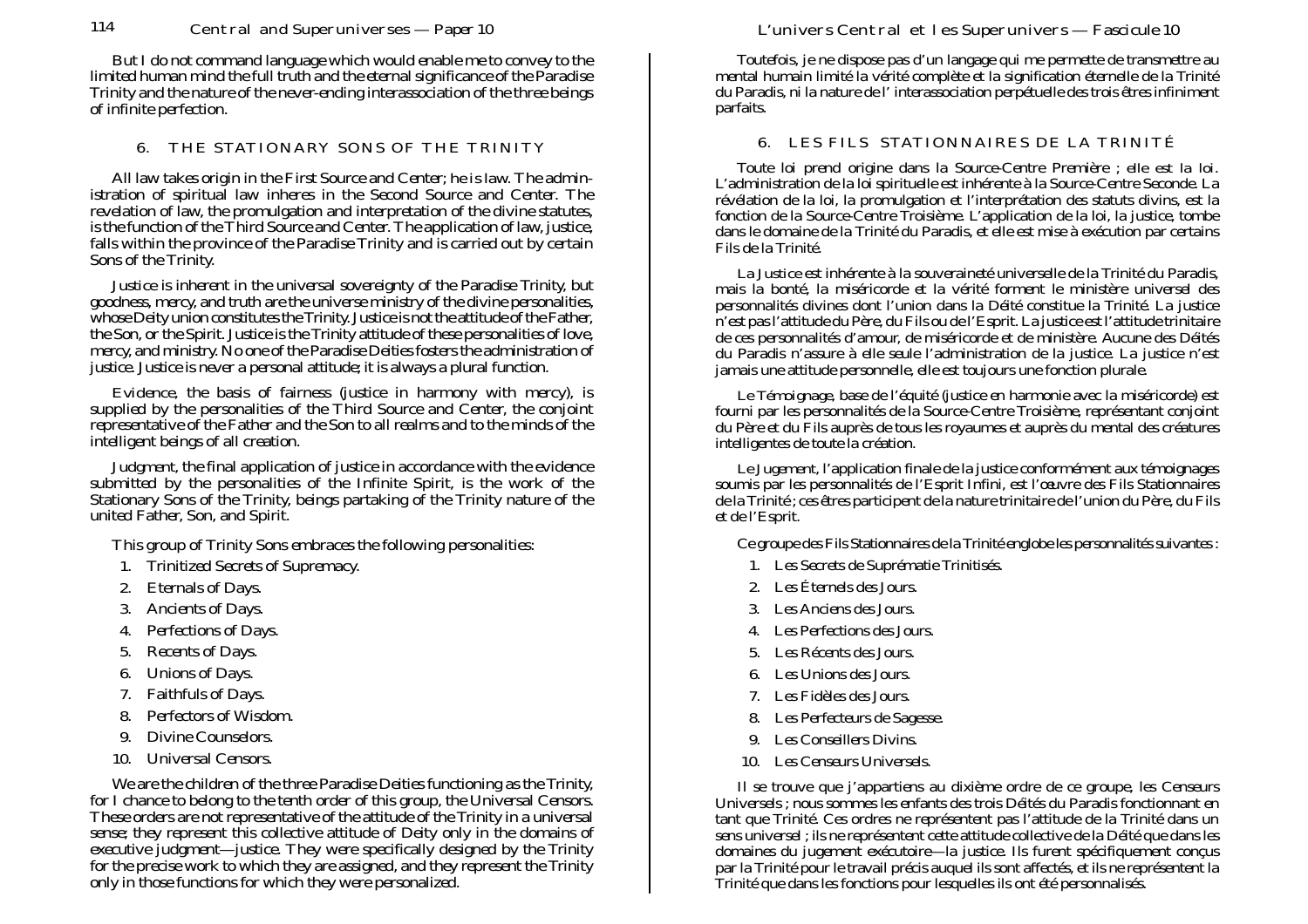But I do not command language which would enable me to convey to the limited human mind the full truth and the eternal significance of the Paradise Trinity and the nature of the never-ending interassociation of the three beings of infinite perfection.

## 6. THE STATIONARY SONS OF THE TRINITY

All law takes origin in the First Source and Center; *he is law.* The administration of spiritual law inheres in the Second Source and Center. The revelation of law, the promulgation and interpretation of the divine statutes, is the function of the Third Source and Center. The application of law, justice, falls within the province of the Paradise Trinity and is carried out by certain Sons of the Trinity.

Justice is inherent in the universal sovereignty of the Paradise Trinity, but goodness, mercy, and truth are the universe ministry of the divine personalities, whose Deity union constitutes the Trinity. Justice is not the attitude of the Father, the Son, or the Spirit. Justice is the Trinity attitude of these personalities of love, mercy, and ministry. No one of the Paradise Deities fosters the administration of justice. Justice is never a personal attitude; it is always a plural function.

*Evidence,* the basis of fairness (justice in harmony with mercy), is supplied by the personalities of the Third Source and Center, the conjoint representative of the Father and the Son to all realms and to the minds of the intelligent beings of all creation.

*Judgment,* the final application of justice in accordance with the evidence submitted by the personalities of the Infinite Spirit, is the work of the Stationary Sons of the Trinity, beings partaking of the Trinity nature of the united Father, Son, and Spirit.

This group of Trinity Sons embraces the following personalities:

1. Trinitized Secrets of Supremacy.
2. Eternals of Days.
3. Ancients of Days.
4. Perfections of Days.
5. Recents of Days.
6. Unions of Days.
7. Faithfuls of Days.
8. Perfectors of Wisdom.
9. Divine Counselors.
10. Universal Censors.

We are the children of the three Paradise Deities functioning as the Trinity, for I chance to belong to the tenth order of this group, the Universal Censors. These orders are not representative of the attitude of the Trinity in a universal sense; they represent this collective attitude of Deity only in the domains of executive judgment—justice. They were specifically designed by the Trinity for the precise work to which they are assigned, and they represent the Trinity only in those functions for which they were personalized.

---

Toutefois, je ne dispose pas d'un langage qui me permette de transmettre au mental humain limité la vérité complète et la signification éternelle de la Trinité du Paradis, ni la nature de l'interassociation perpétuelle des trois êtres infiniment parfaits.

## 6. LES FILS STATIONNAIRES DE LA TRINITÉ

Toute loi prend origine dans la Source-Centre Première ; *elle est la loi.* L'administration de la loi spirituelle est inhérente à la Source-Centre Seconde. La révélation de la loi, la promulgation et l'interprétation des statuts divins, est la fonction de la Source-Centre Troisième. L'application de la loi, la justice, tombe dans le domaine de la Trinité du Paradis, et elle est mise à exécution par certains Fils de la Trinité.

La Justice est inhérente à la souveraineté universelle de la Trinité du Paradis, mais la bonté, la miséricorde et la vérité forment le ministère universel des personnalités divines dont l'union dans la Déité constitue la Trinité. La justice n'est pas l'attitude du Père, du Fils ou de l'Esprit. La justice est l'attitude trinitaire de ces personnalités d'amour, de miséricorde et de ministère. Aucune des Déités du Paradis n'assure à elle seule l'administration de la justice. La justice n'est jamais une attitude personnelle, elle est toujours une fonction plurale.

*Le Témoignage,* base de l'équité (justice en harmonie avec la miséricorde) est fourni par les personnalités de la Source-Centre Troisième, représentant conjoint du Père et du Fils auprès de tous les royaumes et auprès du mental des créatures intelligentes de toute la création.

*Le Jugement,* l'application finale de la justice conformément aux témoignages soumis par les personnalités de l'Esprit Infini, est l'oeuvre des Fils Stationnaires de la Trinité ; ces êtres participent de la nature trinitaire de l'union du Père, du Fils et de l'Esprit.

Ce groupe des Fils Stationnaires de la Trinité englobe les personnalités suivantes :

1. Les Secrets de Suprématie Trinitisés.
2. Les Éternels des Jours.
3. Les Anciens des Jours.
4. Les Perfections des Jours.
5. Les Récents des Jours.
6. Les Unions des Jours.
7. Les Fidèles des Jours.
8. Les Perfecteurs de Sagesse.
9. Les Conseillers Divins.
10. Les Censeurs Universels.

Il se trouve que j'appartiens au dixième ordre de ce groupe, les Censeurs Universels ; nous sommes les enfants des trois Déités du Paradis fonctionnant en tant que Trinité. Ces ordres ne représentent pas l'attitude de la Trinité dans un sens universel ; ils ne représentent cette attitude collective de la Déité que dans les domaines du jugement exécutoire—la justice. Ils furent spécifiquement conçus par la Trinité pour le travail précis auquel ils sont affectés, et ils ne représentent la Trinité que dans les fonctions pour lesquelles ils ont été personnalisés.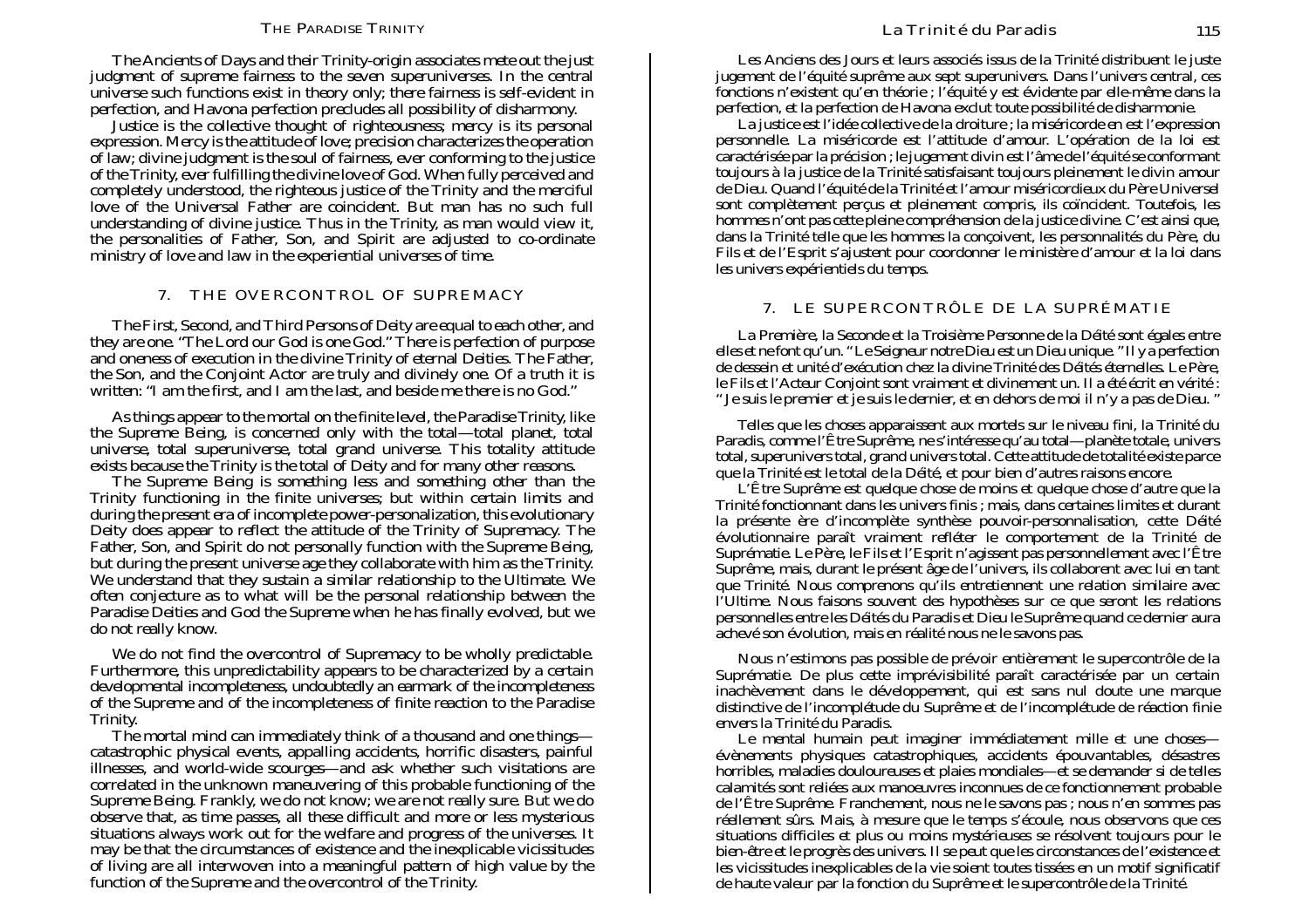The Ancients of Days and their Trinity-origin associates mete out the just judgment of supreme fairness to the seven superuniverses. In the central universe such functions exist in theory only; there fairness is self-evident in perfection, and Havona perfection precludes all possibility of disharmony.

Justice is the collective thought of righteousness; mercy is its personal expression. Mercy is the attitude of love; precision characterizes the operation of law; divine judgment is the soul of fairness, ever conforming to the justice of the Trinity, ever fulfilling the divine love of God. When fully perceived and completely understood, the righteous justice of the Trinity and the merciful love of the Universal Father are coincident. But man has no such full understanding of divine justice. Thus in the Trinity, as man would view it, the personalities of Father, Son, and Spirit are adjusted to co-ordinate ministry of love and law in the experiential universes of time.

## 7. THE OVERCONTROL OF SUPREMACY

The First, Second, and Third Persons of Deity are equal to each other, and they are one. "The Lord our God is one God." There is perfection of purpose and oneness of execution in the divine Trinity of eternal Deities. The Father, the Son, and the Conjoint Actor are truly and divinely one. Of a truth it is written: "I am the first, and I am the last, and beside me there is no God."

As things appear to the mortal on the finite level, the Paradise Trinity, like the Supreme Being, is concerned only with the total—total planet, total universe, total superuniverse, total grand universe. This totality attitude exists because the Trinity is the total of Deity and for many other reasons.

The Supreme Being is something less and something other than the Trinity functioning in the finite universes; but within certain limits and during the present era of incomplete power-personalization, this evolutionary Deity does appear to reflect the attitude of the Trinity of Supremacy. The Father, Son, and Spirit do not personally function with the Supreme Being, but during the present universe age they collaborate with him as the Trinity. We understand that they sustain a similar relationship to the Ultimate. We often conjecture as to what will be the personal relationship between the Paradise Deities and God the Supreme when he has finally evolved, but we do not really know.

We do not find the overcontrol of Supremacy to be wholly predictable. Furthermore, this unpredictability appears to be characterized by a certain developmental incompleteness, undoubtedly an earmark of the incompleteness of the Supreme and of the incompleteness of finite reaction to the Paradise Trinity.

The mortal mind can immediately think of a thousand and one things—catastrophic physical events, appalling accidents, horrific disasters, painful illnesses, and world-wide scourges—and ask whether such visitations are correlated in the unknown maneuvering of this probable functioning of the Supreme Being. Frankly, we do not know; we are not really sure. But we do observe that, as time passes, all these difficult and more or less mysterious situations always work out for the welfare and progress of the universes. It may be that the circumstances of existence and the inexplicable vicissitudes of living are all interwoven into a meaningful pattern of high value by the function of the Supreme and the overcontrol of the Trinity.

Les Anciens des Jours et leurs associés issus de la Trinité distribuent le juste jugement de l'équité suprême aux sept superunivers. Dans l'univers central, ces fonctions n'existent qu'en théorie ; l'équité y est évidente par elle-même dans la perfection, et la perfection de Havona exclut toute possibilité de disharmonie.

La justice est l'idée collective de la droiture ; la miséricorde en est l'expression personnelle. La miséricorde est l'attitude d'amour. L'opération de la loi est caractérisée par la précision ; le jugement divin est l'âme de l'équité se conformant toujours à la justice de la Trinité satisfaisant toujours pleinement le divin amour de Dieu. Quand l'équité de la Trinité et l'amour miséricordieux du Père Universel sont complètement perçus et pleinement compris, ils coïncident. Toutefois, les hommes n'ont pas cette pleine compréhension de la justice divine. C'est ainsi que, dans la Trinité telle que les hommes la conçoivent, les personnalités du Père, du Fils et de l'Esprit s'ajustent pour coordonner le ministère d'amour et la loi dans les univers expérientiels du temps.

## 7. LE SUPERCONTRÔLE DE LA SUPRÉMATIE

La Première, la Seconde et la Troisième Personne de la Déité sont égales entre elles et ne font qu'un. "Le Seigneur notre Dieu est un Dieu unique." Il y a perfection de dessein et unité d'exécution chez la divine Trinité des Déités éternelles. Le Père, le Fils et l'Acteur Conjoint sont vraiment et divinement un. Il a été écrit en vérité : "Je suis le premier et je suis le dernier, et en dehors de moi il n'y a pas de Dieu."

Telles que les choses apparaissent aux mortels sur le niveau fini, la Trinité du Paradis, comme l'Être Suprême, ne s'intéresse qu'au total—planète totale, univers total, superunivers total, grand univers total. Cette attitude de totalité existe parce que la Trinité est le total de la Déité, et pour bien d'autres raisons encore.

L'Être Suprême est quelque chose de moins et quelque chose d'autre que la Trinité fonctionnant dans les univers finis ; mais, dans certaines limites et durant la présente ère d'incomplète synthèse pouvoir-personnalisation, cette Déité évolutionnaire paraît vraiment refléter le comportement de la Trinité de Suprématie. Le Père, le Fils et l'Esprit n'agissent pas personnellement avec l'Être Suprême, mais, durant le présent âge de l'univers, ils collaborent avec lui en tant que Trinité. Nous comprenons qu'ils entretiennent une relation similaire avec l'Ultime. Nous faisons souvent des hypothèses sur ce que seront les relations personnelles entre les Déités du Paradis et Dieu le Suprême quand ce dernier aura achevé son évolution, mais en réalité nous ne le savons pas.

Nous n'estimons pas possible de prévoir entièrement le supercontrôle de la Suprématie. De plus cette imprévisibilité paraît caractérisée par un certain inachèvement dans le développement, qui est sans nul doute une marque distinctive de l'incomplétude du Suprême et de l'incomplétude de réaction finie envers la Trinité du Paradis.

Le mental humain peut imaginer immédiatement mille et une choses—évènements physiques catastrophiques, accidents épouvantables, désastres horribles, maladies douloureuses et plaies mondiales—et se demander si de telles calamités sont reliées aux manoeuvres inconnues de ce fonctionnement probable de l'Être Suprême. Franchement, nous ne le savons pas ; nous n'en sommes pas réellement sûrs. Mais, à mesure que le temps s'écoule, nous observons que ces situations difficiles et plus ou moins mystérieuses se résolvent toujours pour le bien-être et le progrès des univers. Il se peut que les circonstances de l'existence et les vicissitudes inexplicables de la vie soient toutes tissées en un motif significatif de haute valeur par la fonction du Suprême et le supercontrôle de la Trinité.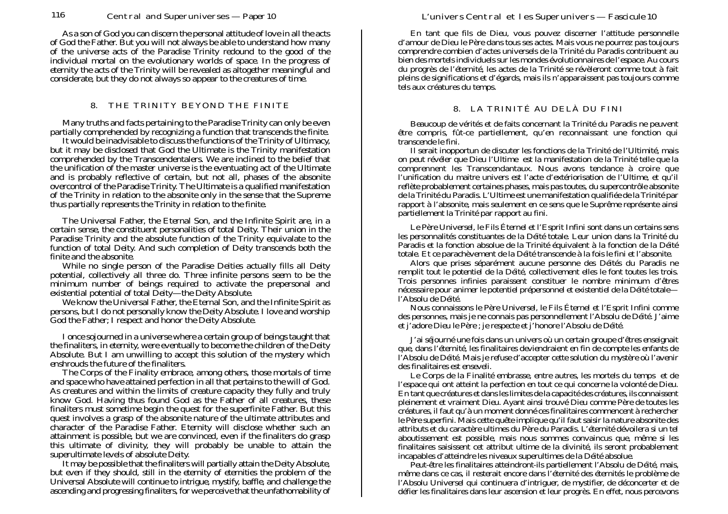As a son of God you can discern the personal attitude of love in all the acts of God the Father. But you will not always be able to understand how many of the universe acts of the Paradise Trinity redound to the good of the individual mortal on the evolutionary worlds of space. In the progress of eternity the acts of the Trinity will be revealed as altogether meaningful and considerate, but they do not always so appear to the creatures of time.

## 8. THE TRINITY BEYOND THE FINITE

Many truths and facts pertaining to the Paradise Trinity can only be even partially comprehended by recognizing a function that transcends the finite.

It would be inadvisable to discuss the functions of the Trinity of Ultimacy, but it may be disclosed that God the Ultimate is the Trinity manifestation comprehended by the Transcendentalers. We are inclined to the belief that the unification of the master universe is the eventuating act of the Ultimate and is probably reflective of certain, but not all, phases of the absonite overcontrol of the Paradise Trinity. The Ultimate is a qualified manifestation of the Trinity in relation to the absonite only in the sense that the Supreme thus partially represents the Trinity in relation to the finite.

The Universal Father, the Eternal Son, and the Infinite Spirit are, in a certain sense, the constituent personalities of total Deity. Their union in the Paradise Trinity and the absolute function of the Trinity equivalate to the function of total Deity. And such completion of Deity transcends both the finite and the absonite.

While no single person of the Paradise Deities actually fills all Deity potential, collectively all three do. Three infinite persons seem to be the minimum number of beings required to activate the prepersonal and existential potential of total Deity—the Deity Absolute.

We know the Universal Father, the Eternal Son, and the Infinite Spirit as persons, but I do not personally know the Deity Absolute. I love and worship God the Father; I respect and honor the Deity Absolute.

I once sojourned in a universe where a certain group of beings taught that the finaliters, in eternity, were eventually to become the children of the Deity Absolute. But I am unwilling to accept this solution of the mystery which enshrouds the future of the finaliters.

The Corps of the Finality embrace, among others, those mortals of time and space who have attained perfection in all that pertains to the will of God. As creatures and within the limits of creature capacity they fully and truly know God. Having thus found God as the Father of all creatures, these finaliters must sometime begin the quest for the superfinite Father. But this quest involves a grasp of the absonite nature of the ultimate attributes and character of the Paradise Father. Eternity will disclose whether such an attainment is possible, but we are convinced, even if the finaliters do grasp this ultimate of divinity, they will probably be unable to attain the superultimate levels of absolute Deity.

It may be possible that the finaliters will partially attain the Deity Absolute, but even if they should, still in the eternity of eternities the problem of the Universal Absolute will continue to intrigue, mystify, baffle, and challenge the ascending and progressing finaliters, for we perceive that the unfathomability of

En tant que fils de Dieu, vous pouvez discerner l'attitude personnelle d'amour de Dieu le Père dans tous ses actes. Mais vous ne pourrez pas toujours comprendre combien d'actes universels de la Trinité du Paradis contribuent au bien des mortels individuels sur les mondes évolutionnaires de l'espace. Au cours du progrès de l'éternité, les actes de la Trinité se révèleront comme tout à fait pleins de significations et d'égards, mais ils n'apparaissent pas toujours comme tels aux créatures du temps.

## 8. LA TRINITÉ AU DELÀ DU FINI

Beaucoup de vérités et de faits concernant la Trinité du Paradis ne peuvent être compris, fût-ce partiellement, qu'en reconnaissant une fonction qui transcende le fini.

Il serait inopportun de discuter les fonctions de la Trinité de l'Ultimité, mais on peut révéler que Dieu l'Ultime est la manifestation de la Trinité telle que la comprennent les Transcendantaux. Nous avons tendance à croire que l'unification du maitre univers est l'acte d'extériorisation de l'Ultime, et qu'il reflète probablement certaines phases, mais pas toutes, du supercontrôle absonite de la Trinité du Paradis. L'Ultime est une manifestation qualifiée de la Trinité par rapport à l'absonite, mais seulement en ce sens que le Suprême représente ainsi partiellement la Trinité par rapport au fini.

Le Père Universel, le Fils Éternel et l'Esprit Infini sont dans un certains sens les personnalités constituantes de la Déité totale. Leur union dans la Trinité du Paradis et la fonction absolue de la Trinité équivalent à la fonction de la Déité totale. Et ce parachèvement de la Déité transcende à la fois le fini et l'absonite.

Alors que prises séparément aucune personne des Déités du Paradis ne remplit tout le potentiel de la Déité, collectivement elles le font toutes les trois. Trois personnes infinies paraissent constituer le nombre minimum d'êtres nécessaire pour animer le potentiel prépersonnel et existentiel de la Déité totale—l'Absolu de Déité.

Nous connaissons le Père Universel, le Fils Éternel et l'Esprit Infini comme des personnes, mais je ne connais pas personnellement l'Absolu de Déité. J'aime et j'adore Dieu le Père ; je respecte et j'honore l'Absolu de Déité.

J'ai séjourné une fois dans un univers où un certain groupe d'êtres enseignait que, dans l'éternité, les finalitaires deviendraient en fin de compte les enfants de l'Absolu de Déité. Mais je refuse d'accepter cette solution du mystère où l'avenir des finalitaires est enseveli.

Le Corps de la Finalité embrasse, entre autres, les mortels du temps et de l'espace qui ont atteint la perfection en tout ce qui concerne la volonté de Dieu. En tant que créatures et dans les limites de la capacité des créatures, ils connaissent pleinement et vraiment Dieu. Ayant ainsi trouvé Dieu comme Père de toutes les créatures, il faut qu'à un moment donné ces finalitaires commencent à rechercher le Père superfini. Mais cette quête implique qu'il faut saisir la nature absonite des attributs et du caractère ultimes du Père du Paradis. L'éternité dévoilera si un tel aboutissement est possible, mais nous sommes convaincus que, même si les finalitaires saisissent cet attribut ultime de la divinité, ils seront probablement incapables d'atteindre les niveaux superultimes de la Déité absolue.

Peut-être les finalitaires atteindront-ils partiellement l'Absolu de Déité, mais, même dans ce cas, il resterait encore dans l'éternité des éternités le problème de l'Absolu Universel qui continuera d'intriguer, de mystifier, de déconcerter et de défier les finalitaires dans leur ascension et leur progrès. En effet, nous percevons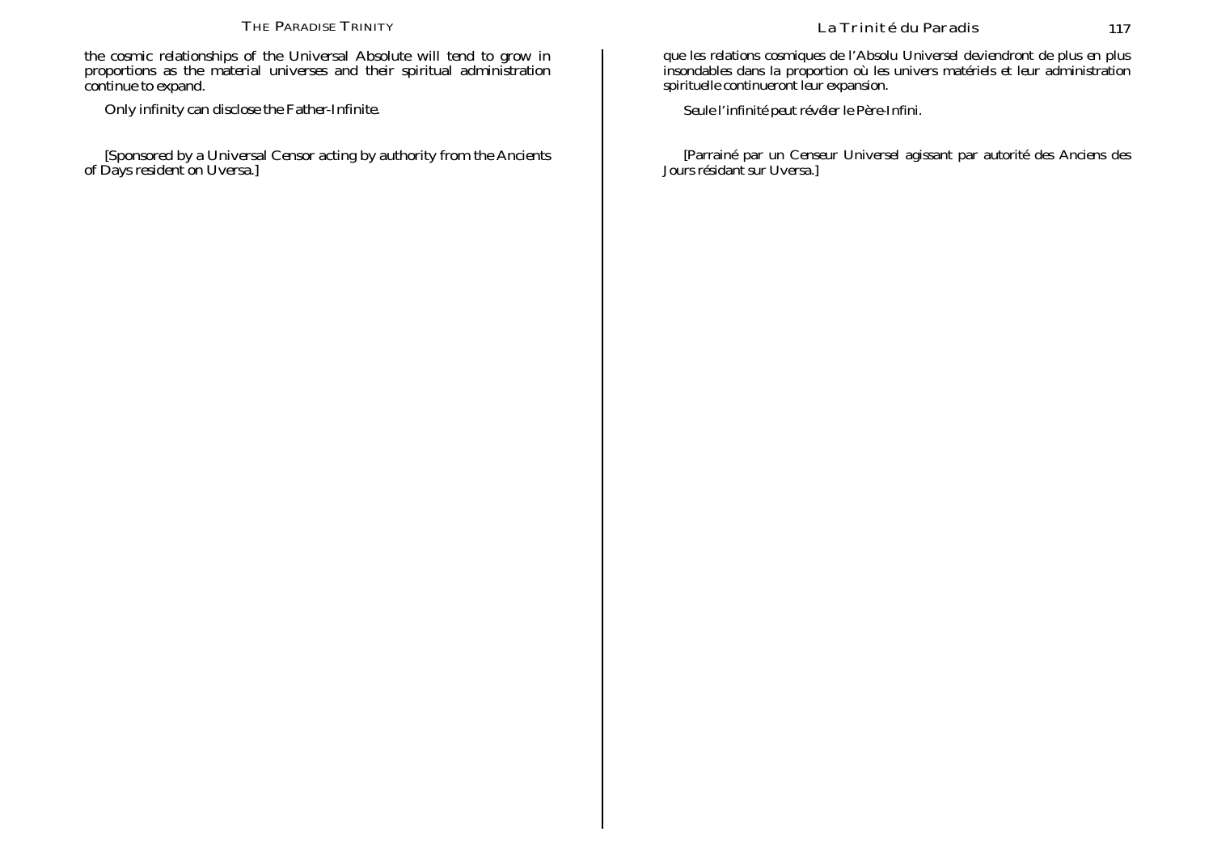the cosmic relationships of the Universal Absolute will tend to grow in proportions as the material universes and their spiritual administration continue to expand.

Only infinity can disclose the Father-Infinite.

[Sponsored by a Universal Censor acting by authority from the Ancients of Days resident on Uversa.]

que les relations cosmiques de l'Absolu Universel deviendront de plus en plus insondables dans la proportion où les univers matériels et leur administration spirituelle continueront leur expansion.

Seule l'infinité peut révéler le Père-Infini.

[Parrainé par un Censeur Universel agissant par autorité des Anciens des Jours résidant sur Uversa.]